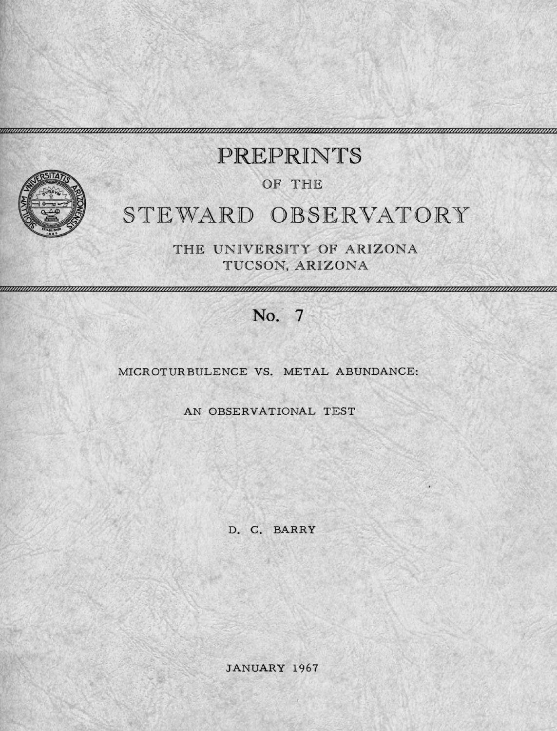# PREPRINTS

OF THE

# STEWARD OBSERVATORY

THE UNIVERSITY OF ARIZONA
TUCSON, ARIZONA

## No. 7

MICROTURBULENCE VS. METAL ABUNDANCE:

AN OBSERVATIONAL TEST

D. C. BARRY

JANUARY 1967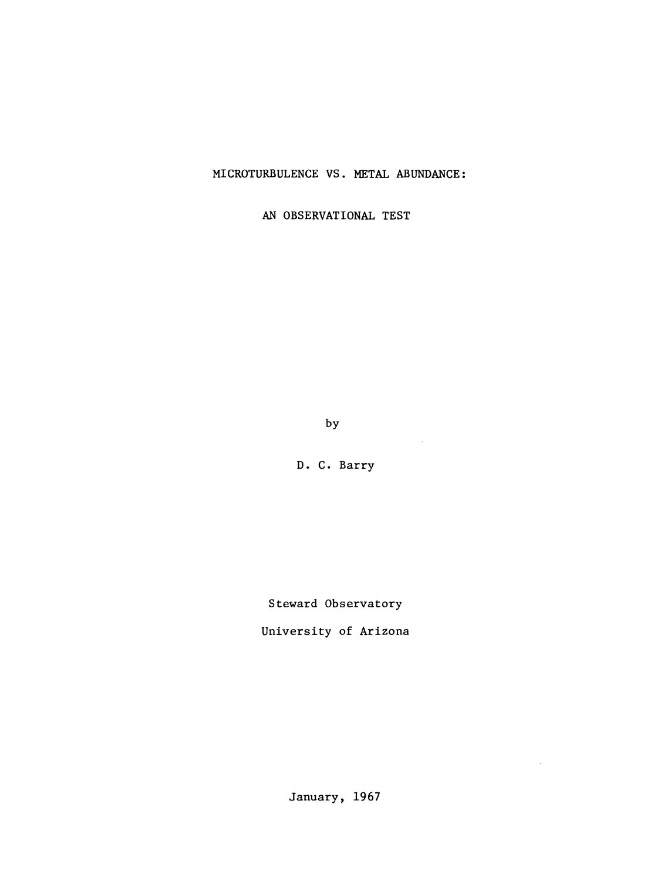# MICROTURBULENCE VS. METAL ABUNDANCE:

# AN OBSERVATIONAL TEST

by

D. C. Barry

Steward Observatory

University of Arizona

January, 1967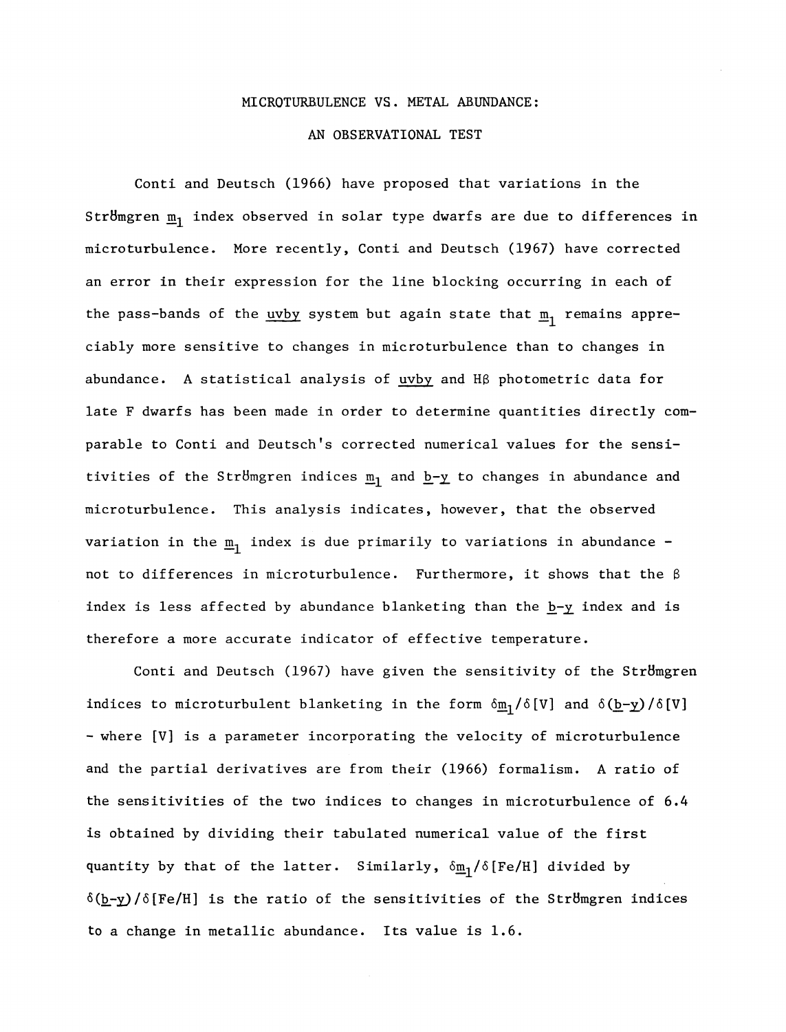# MICROTURBULENCE VS. METAL ABUNDANCE:

## AN OBSERVATIONAL TEST

Conti and Deutsch (1966) have proposed that variations in the Strömgren $m_1$ index observed in solar type dwarfs are due to differences in microturbulence. More recently, Conti and Deutsch (1967) have corrected an error in their expression for the line blocking occurring in each of the pass-bands of the uvby system but again state that $m_1$ remains appreciably more sensitive to changes in microturbulence than to changes in abundance. A statistical analysis of uvby and H$\beta$ photometric data for late F dwarfs has been made in order to determine quantities directly comparable to Conti and Deutsch's corrected numerical values for the sensitivities of the Strömgren indices $m_1$ and $b-y$ to changes in abundance and microturbulence. This analysis indicates, however, that the observed variation in the $m_1$ index is due primarily to variations in abundance - not to differences in microturbulence. Furthermore, it shows that the $\beta$ index is less affected by abundance blanketing than the $b-y$ index and is therefore a more accurate indicator of effective temperature.

Conti and Deutsch (1967) have given the sensitivity of the Strömgren indices to microturbulent blanketing in the form $\delta m_1/\delta[V]$ and $\delta(b-y)/\delta[V]$ - where [V] is a parameter incorporating the velocity of microturbulence and the partial derivatives are from their (1966) formalism. A ratio of the sensitivities of the two indices to changes in microturbulence of 6.4 is obtained by dividing their tabulated numerical value of the first quantity by that of the latter. Similarly, $\delta m_1/\delta[Fe/H]$ divided by $\delta(b-y)/\delta[Fe/H]$ is the ratio of the sensitivities of the Strömgren indices to a change in metallic abundance. Its value is 1.6.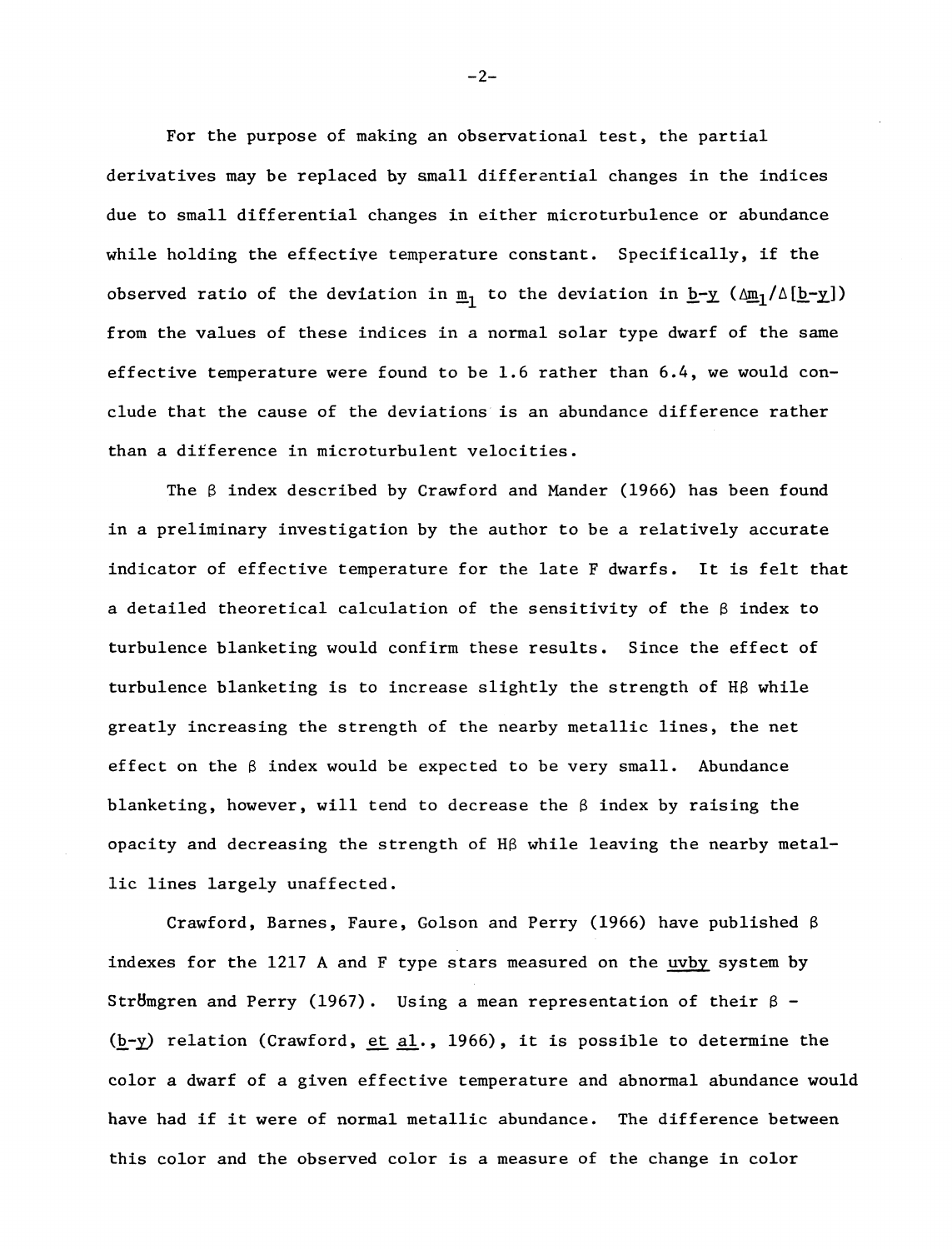For the purpose of making an observational test, the partial derivatives may be replaced by small differential changes in the indices due to small differential changes in either microturbulence or abundance while holding the effective temperature constant. Specifically, if the observed ratio of the deviation in $m_1$ to the deviation in $b-y$ ($\Delta m_1/\Delta[b-y]$) from the values of these indices in a normal solar type dwarf of the same effective temperature were found to be 1.6 rather than 6.4, we would conclude that the cause of the deviations is an abundance difference rather than a difference in microturbulent velocities.

The $\beta$ index described by Crawford and Mander (1966) has been found in a preliminary investigation by the author to be a relatively accurate indicator of effective temperature for the late F dwarfs. It is felt that a detailed theoretical calculation of the sensitivity of the $\beta$ index to turbulence blanketing would confirm these results. Since the effect of turbulence blanketing is to increase slightly the strength of H$\beta$ while greatly increasing the strength of the nearby metallic lines, the net effect on the $\beta$ index would be expected to be very small. Abundance blanketing, however, will tend to decrease the $\beta$ index by raising the opacity and decreasing the strength of H$\beta$ while leaving the nearby metallic lines largely unaffected.

Crawford, Barnes, Faure, Golson and Perry (1966) have published $\beta$ indexes for the 1217 A and F type stars measured on the *uvby* system by Strömgren and Perry (1967). Using a mean representation of their $\beta$ - ($b-y$) relation (Crawford, *et al.*, 1966), it is possible to determine the color a dwarf of a given effective temperature and abnormal abundance would have had if it were of normal metallic abundance. The difference between this color and the observed color is a measure of the change in color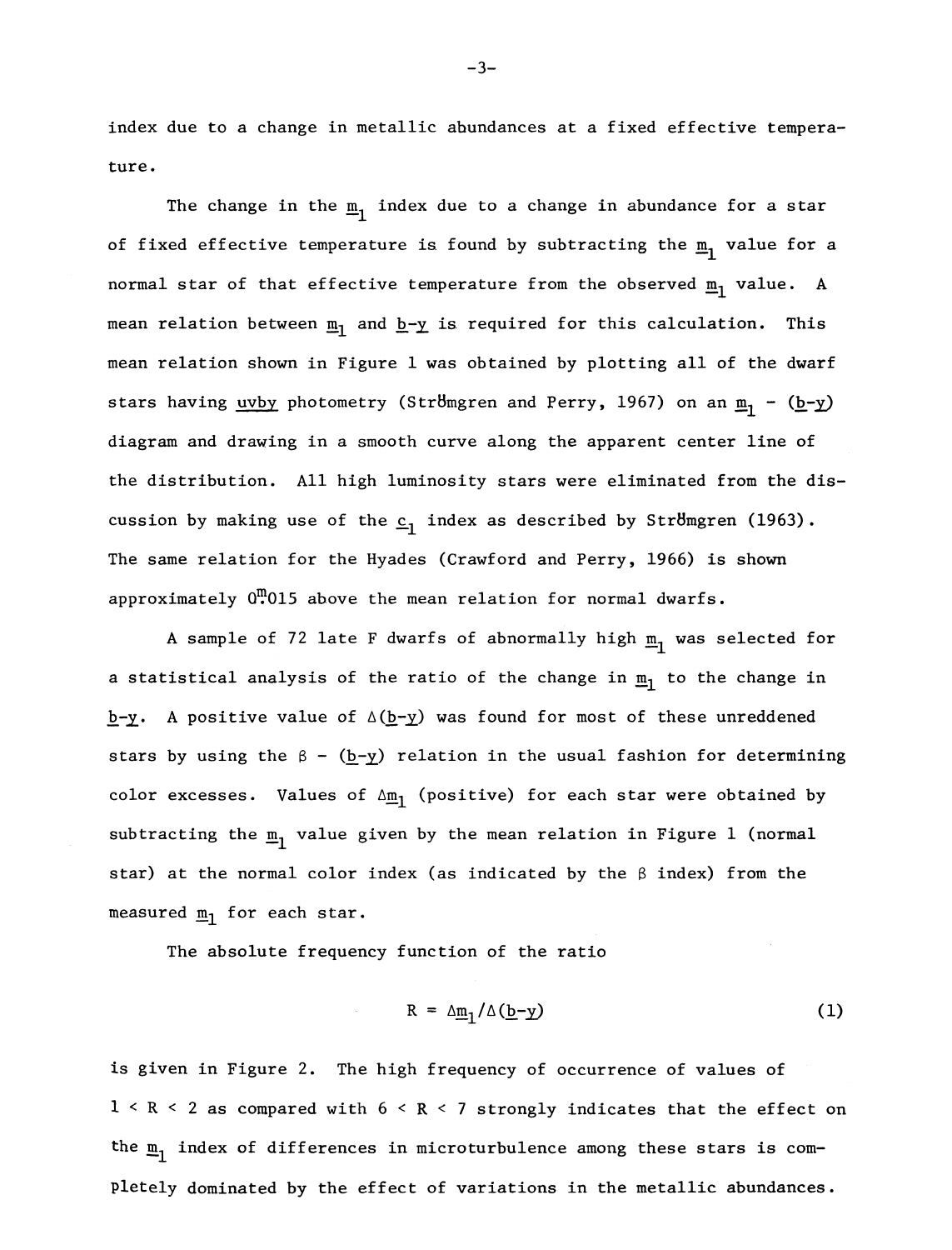index due to a change in metallic abundances at a fixed effective temperature.

The change in the $m_1$ index due to a change in abundance for a star of fixed effective temperature is found by subtracting the $m_1$ value for a normal star of that effective temperature from the observed $m_1$ value. A mean relation between $m_1$ and $b-y$ is required for this calculation. This mean relation shown in Figure 1 was obtained by plotting all of the dwarf stars having uvby photometry (Strömgren and Perry, 1967) on an $m_1$ - ($b-y$) diagram and drawing in a smooth curve along the apparent center line of the distribution. All high luminosity stars were eliminated from the discussion by making use of the $c_1$ index as described by Strömgren (1963). The same relation for the Hyades (Crawford and Perry, 1966) is shown approximately $0^{m}.015$ above the mean relation for normal dwarfs.

A sample of 72 late F dwarfs of abnormally high $m_1$ was selected for a statistical analysis of the ratio of the change in $m_1$ to the change in $b-y$. A positive value of $\Delta(b-y)$ was found for most of these unreddened stars by using the $\beta$ - ($b-y$) relation in the usual fashion for determining color excesses. Values of $\Delta m_1$ (positive) for each star were obtained by subtracting the $m_1$ value given by the mean relation in Figure 1 (normal star) at the normal color index (as indicated by the $\beta$ index) from the measured $m_1$ for each star.

The absolute frequency function of the ratio

$$R = \Delta m_1/\Delta(b-y) \tag{1}$$

is given in Figure 2. The high frequency of occurrence of values of $1 < R < 2$ as compared with $6 < R < 7$ strongly indicates that the effect on the $m_1$ index of differences in microturbulence among these stars is completely dominated by the effect of variations in the metallic abundances.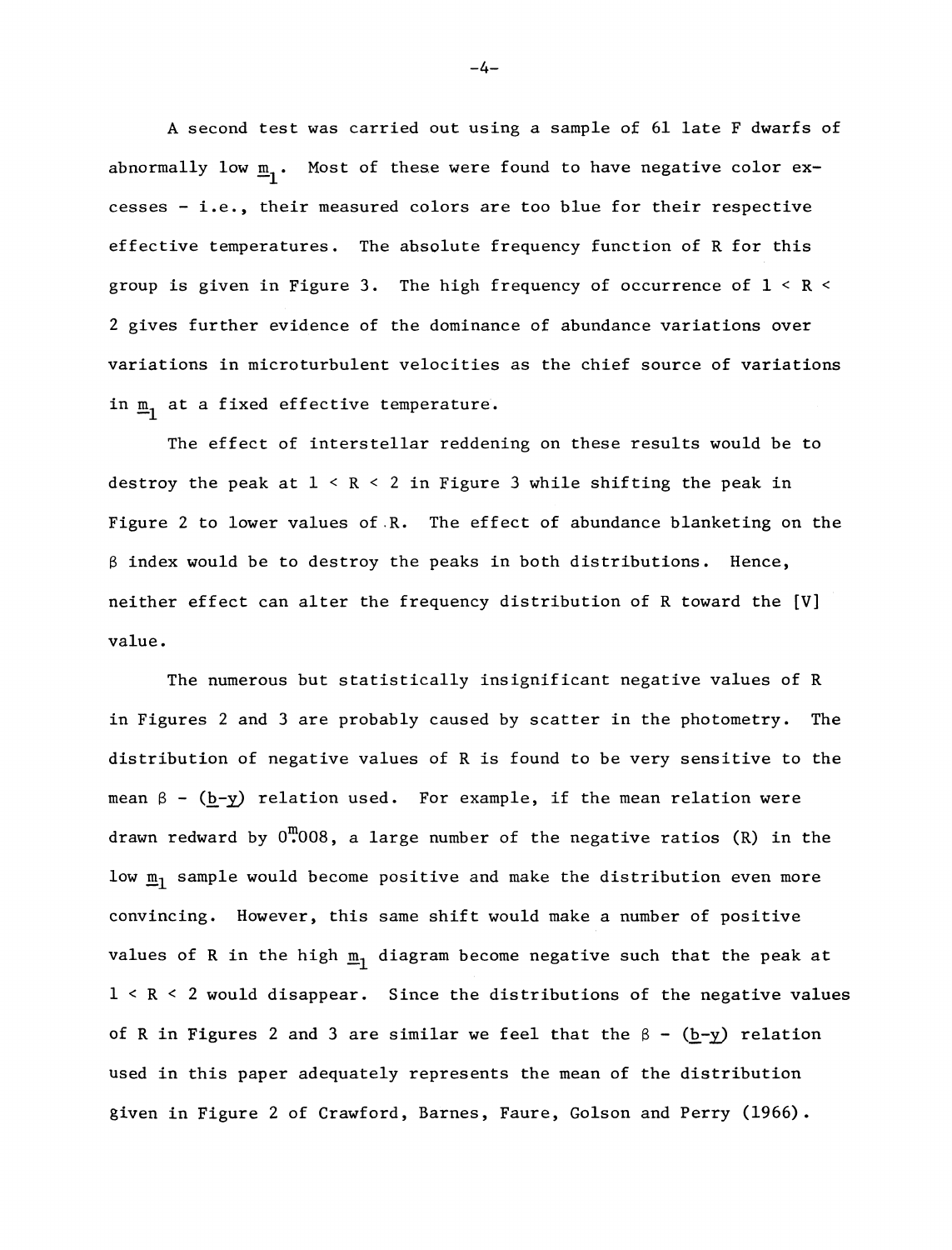A second test was carried out using a sample of 61 late F dwarfs of abnormally low $\underline{m}_1$. Most of these were found to have negative color excesses - i.e., their measured colors are too blue for their respective effective temperatures. The absolute frequency function of R for this group is given in Figure 3. The high frequency of occurrence of $1 < R < 2$ gives further evidence of the dominance of abundance variations over variations in microturbulent velocities as the chief source of variations in $\underline{m}_1$ at a fixed effective temperature.

The effect of interstellar reddening on these results would be to destroy the peak at $1 < R < 2$ in Figure 3 while shifting the peak in Figure 2 to lower values of R. The effect of abundance blanketing on the $\beta$ index would be to destroy the peaks in both distributions. Hence, neither effect can alter the frequency distribution of R toward the [V] value.

The numerous but statistically insignificant negative values of R in Figures 2 and 3 are probably caused by scatter in the photometry. The distribution of negative values of R is found to be very sensitive to the mean $\beta$ - ($\underline{b}$-$\underline{y}$) relation used. For example, if the mean relation were drawn redward by $0^{m}.008$, a large number of the negative ratios (R) in the low $\underline{m}_1$ sample would become positive and make the distribution even more convincing. However, this same shift would make a number of positive values of R in the high $\underline{m}_1$ diagram become negative such that the peak at $1 < R < 2$ would disappear. Since the distributions of the negative values of R in Figures 2 and 3 are similar we feel that the $\beta$ - ($\underline{b}$-$\underline{y}$) relation used in this paper adequately represents the mean of the distribution given in Figure 2 of Crawford, Barnes, Faure, Golson and Perry (1966).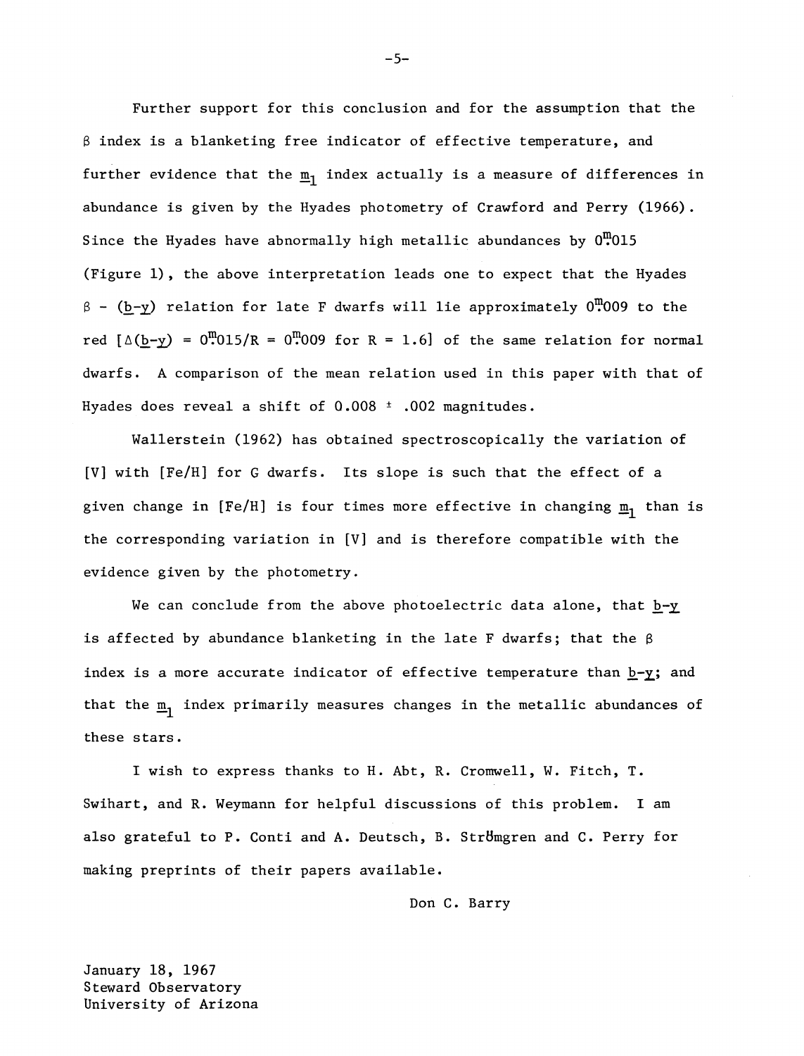Further support for this conclusion and for the assumption that the $\beta$ index is a blanketing free indicator of effective temperature, and further evidence that the $\underline{m}_1$ index actually is a measure of differences in abundance is given by the Hyades photometry of Crawford and Perry (1966). Since the Hyades have abnormally high metallic abundances by $0^m_.015$ (Figure 1), the above interpretation leads one to expect that the Hyades $\beta$ - ($\underline{b}$-$\underline{y}$) relation for late F dwarfs will lie approximately $0^m_.009$ to the red [$\Delta(\underline{b}$-$\underline{y}) = 0^m_.015/R = 0^m_.009$ for $R = 1.6$] of the same relation for normal dwarfs. A comparison of the mean relation used in this paper with that of Hyades does reveal a shift of $0.008 \pm .002$ magnitudes.

Wallerstein (1962) has obtained spectroscopically the variation of [V] with [Fe/H] for G dwarfs. Its slope is such that the effect of a given change in [Fe/H] is four times more effective in changing $\underline{m}_1$ than is the corresponding variation in [V] and is therefore compatible with the evidence given by the photometry.

We can conclude from the above photoelectric data alone, that $\underline{b}$-$\underline{y}$ is affected by abundance blanketing in the late F dwarfs; that the $\beta$ index is a more accurate indicator of effective temperature than $\underline{b}$-$\underline{y}$; and that the $\underline{m}_1$ index primarily measures changes in the metallic abundances of these stars.

I wish to express thanks to H. Abt, R. Cromwell, W. Fitch, T. Swihart, and R. Weymann for helpful discussions of this problem. I am also grateful to P. Conti and A. Deutsch, B. Strömgren and C. Perry for making preprints of their papers available.

Don C. Barry

January 18, 1967
Steward Observatory
University of Arizona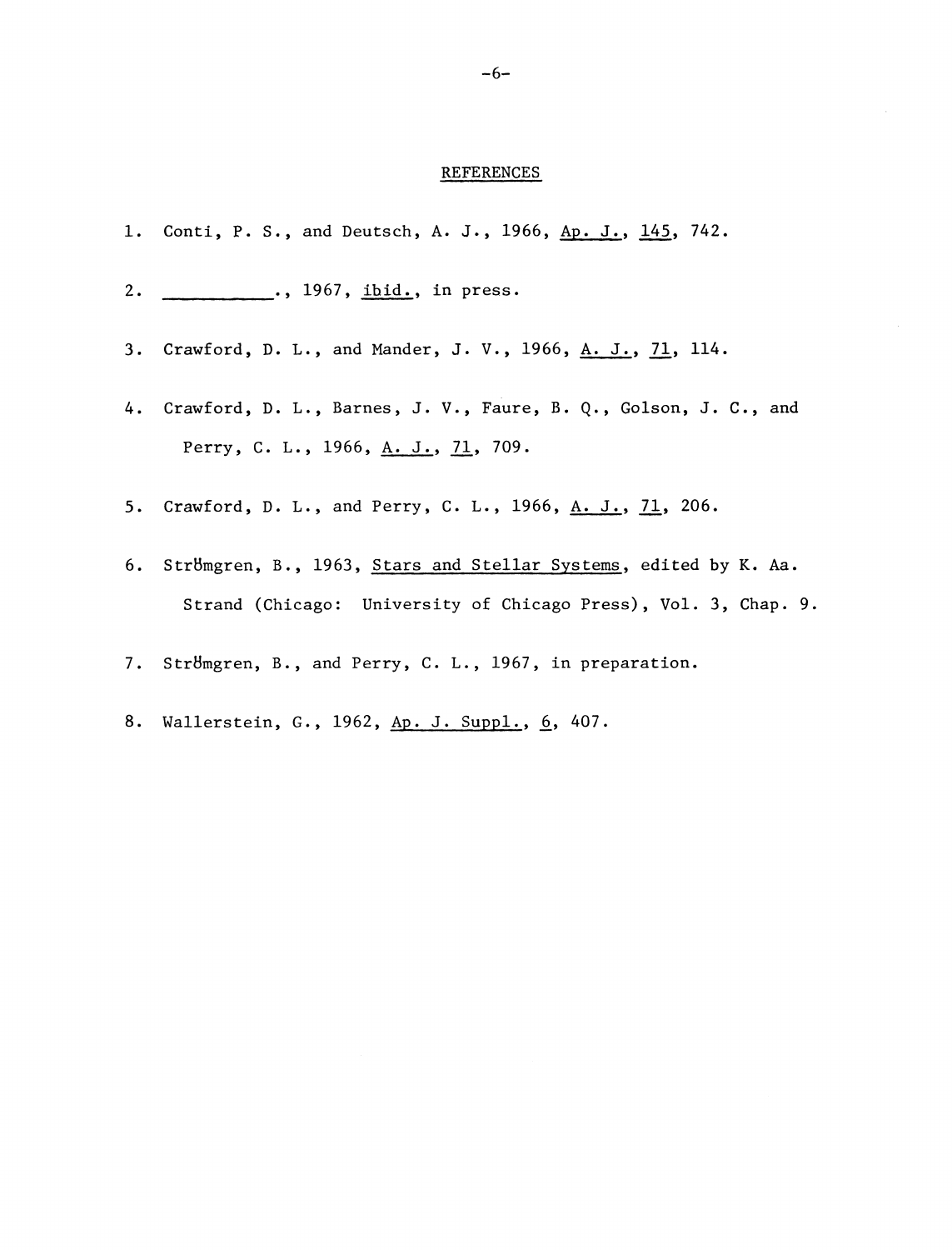## REFERENCES

1. Conti, P. S., and Deutsch, A. J., 1966, Ap. J., 145, 742.
2. __________., 1967, ibid., in press.
3. Crawford, D. L., and Mander, J. V., 1966, A. J., 71, 114.
4. Crawford, D. L., Barnes, J. V., Faure, B. Q., Golson, J. C., and Perry, C. L., 1966, A. J., 71, 709.
5. Crawford, D. L., and Perry, C. L., 1966, A. J., 71, 206.
6. Strömgren, B., 1963, Stars and Stellar Systems, edited by K. Aa. Strand (Chicago: University of Chicago Press), Vol. 3, Chap. 9.
7. Strömgren, B., and Perry, C. L., 1967, in preparation.
8. Wallerstein, G., 1962, Ap. J. Suppl., 6, 407.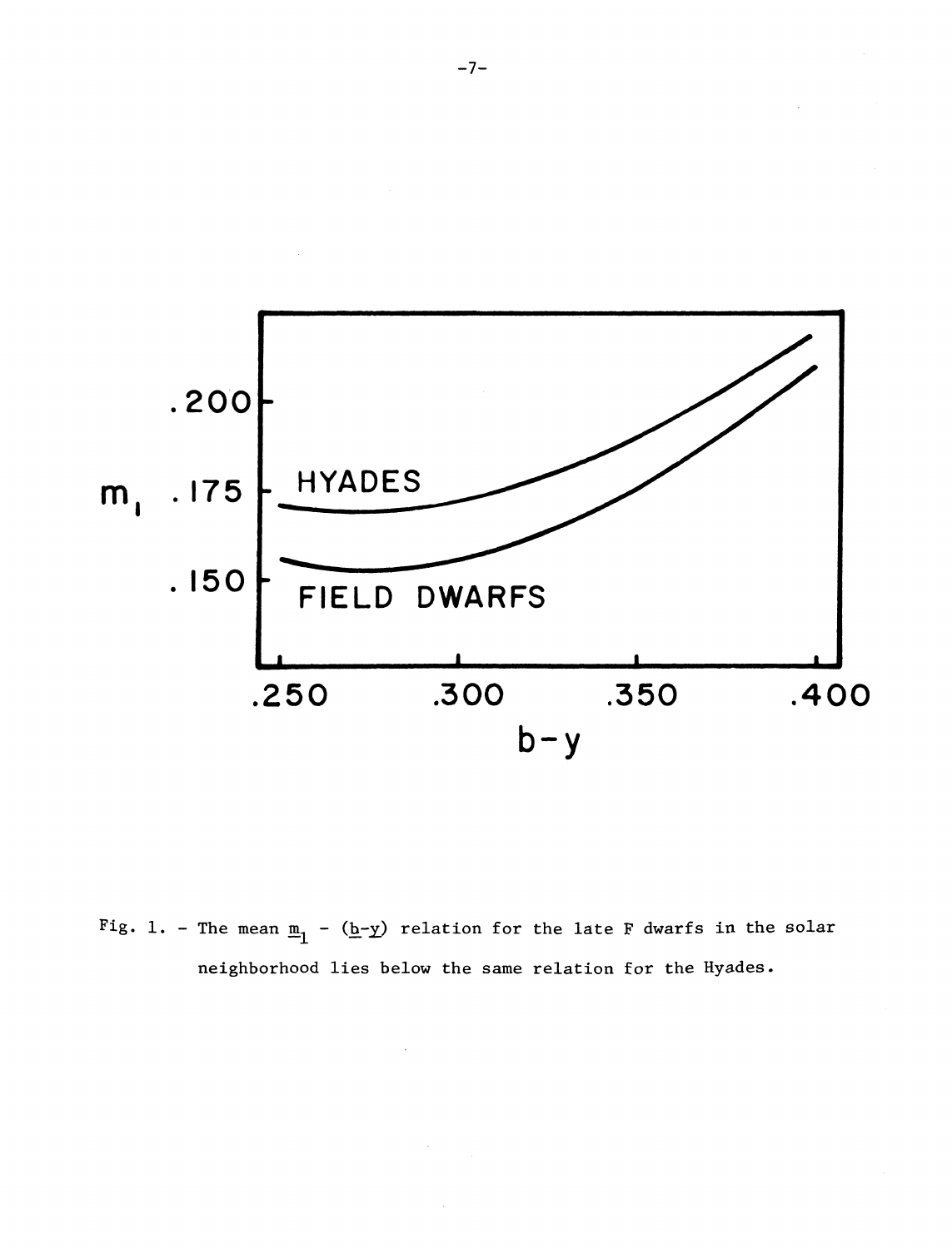Fig. 1. - The mean $m_1$ - $(b-y)$ relation for the late F dwarfs in the solar neighborhood lies below the same relation for the Hyades.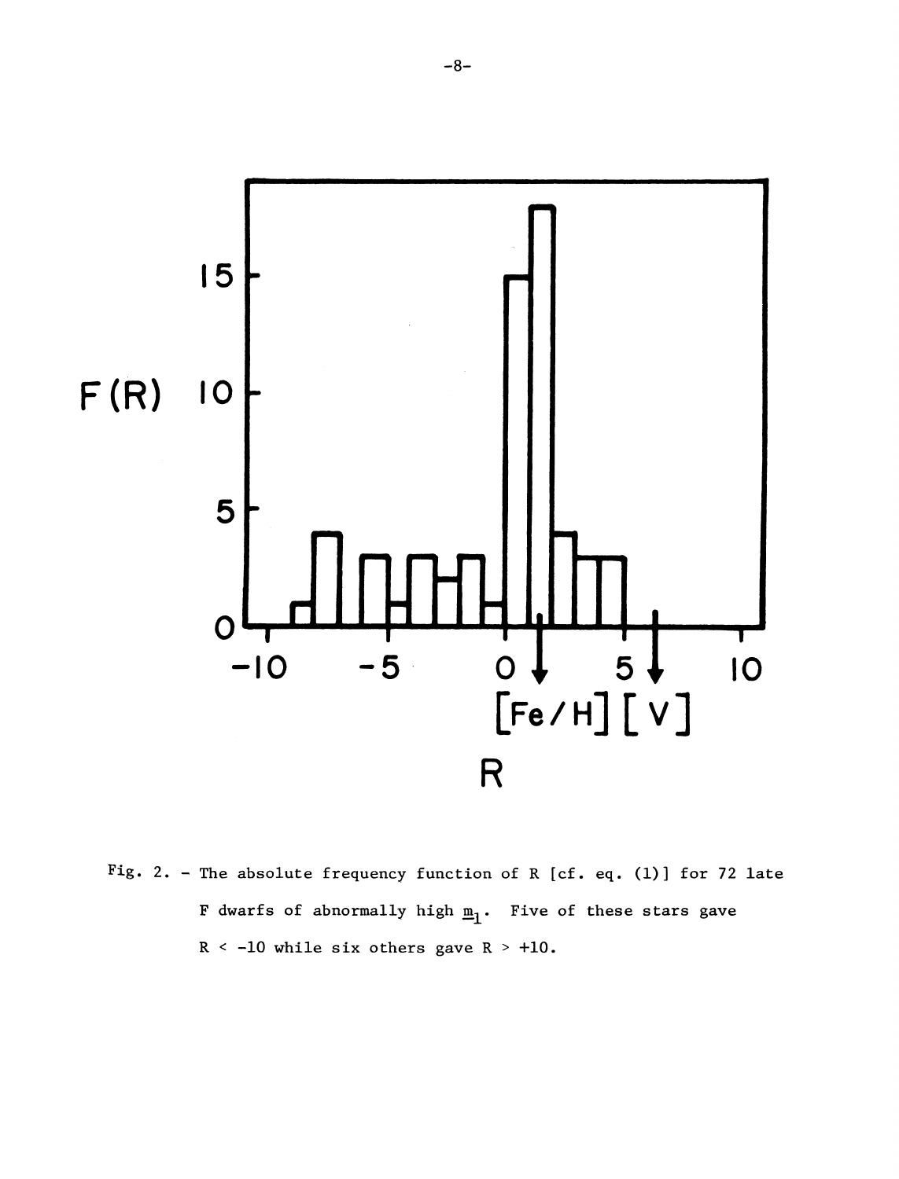Fig. 2. - The absolute frequency function of R [cf. eq. (1)] for 72 late F dwarfs of abnormally high $\underline{m}_1$. Five of these stars gave $R < -10$ while six others gave $R > +10$.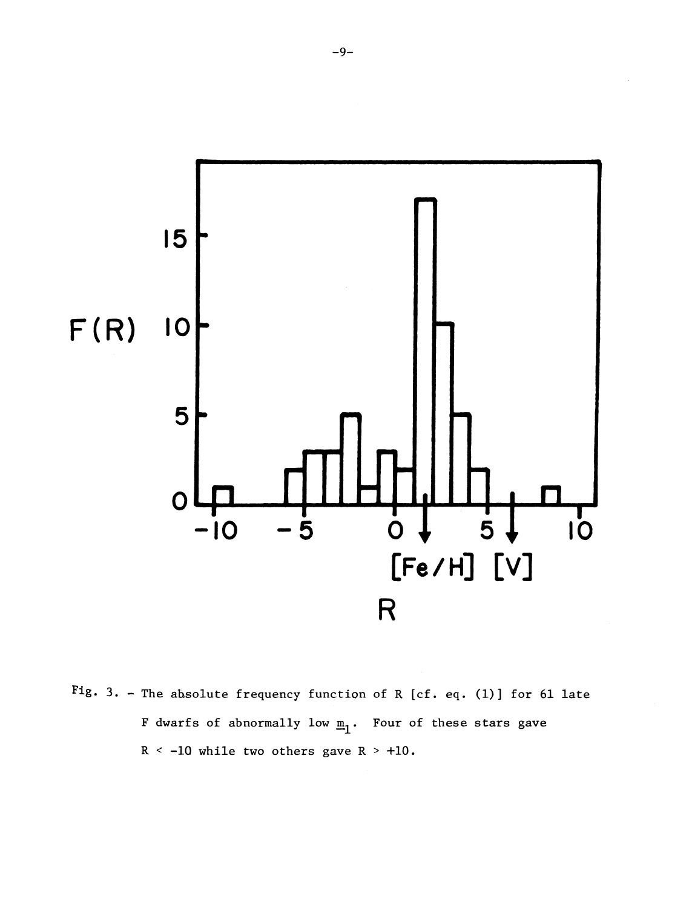F(R)

15

10

5

0

-10 -5 0 5 10

[Fe/H] [V]

R

Fig. 3. - The absolute frequency function of R [cf. eq. (1)] for 61 late F dwarfs of abnormally low $\underline{m}_1$. Four of these stars gave $R < -10$ while two others gave $R > +10$.